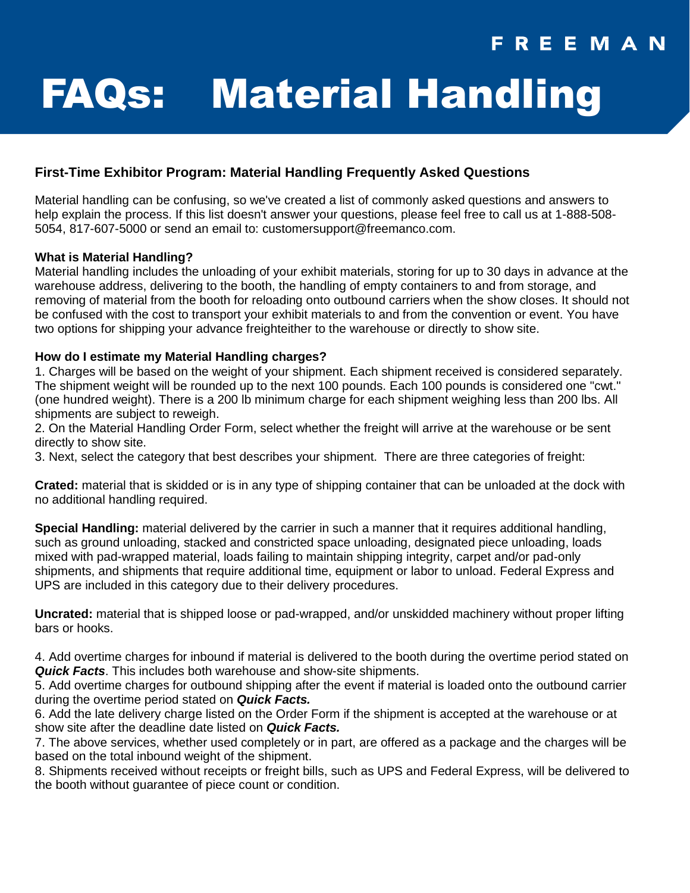FREEMAN

# FAQs: Material Handling

## First-Time Exhibitor Program: Material Handling Frequently Asked Questions

Material handling can be confusing, so we've created a list of commonly asked questions and answers to help explain the process. If this list doesn't answer your questions, please feel free to call us at 1-888-508-5054, 817-607-5000 or send an email to: customersupport@freemanco.com.

**What is Material Handling?**

Material handling includes the unloading of your exhibit materials, storing for up to 30 days in advance at the warehouse address, delivering to the booth, the handling of empty containers to and from storage, and removing of material from the booth for reloading onto outbound carriers when the show closes. It should not be confused with the cost to transport your exhibit materials to and from the convention or event. You have two options for shipping your advance freighteither to the warehouse or directly to show site.

**How do I estimate my Material Handling charges?**

1. Charges will be based on the weight of your shipment. Each shipment received is considered separately. The shipment weight will be rounded up to the next 100 pounds. Each 100 pounds is considered one "cwt." (one hundred weight). There is a 200 lb minimum charge for each shipment weighing less than 200 lbs. All shipments are subject to reweigh.
2. On the Material Handling Order Form, select whether the freight will arrive at the warehouse or be sent directly to show site.
3. Next, select the category that best describes your shipment. There are three categories of freight:

**Crated:** material that is skidded or is in any type of shipping container that can be unloaded at the dock with no additional handling required.

**Special Handling:** material delivered by the carrier in such a manner that it requires additional handling, such as ground unloading, stacked and constricted space unloading, designated piece unloading, loads mixed with pad-wrapped material, loads failing to maintain shipping integrity, carpet and/or pad-only shipments, and shipments that require additional time, equipment or labor to unload. Federal Express and UPS are included in this category due to their delivery procedures.

**Uncrated:** material that is shipped loose or pad-wrapped, and/or unskidded machinery without proper lifting bars or hooks.

4. Add overtime charges for inbound if material is delivered to the booth during the overtime period stated on ***Quick Facts***. This includes both warehouse and show-site shipments.
5. Add overtime charges for outbound shipping after the event if material is loaded onto the outbound carrier during the overtime period stated on ***Quick Facts.***
6. Add the late delivery charge listed on the Order Form if the shipment is accepted at the warehouse or at show site after the deadline date listed on ***Quick Facts.***
7. The above services, whether used completely or in part, are offered as a package and the charges will be based on the total inbound weight of the shipment.
8. Shipments received without receipts or freight bills, such as UPS and Federal Express, will be delivered to the booth without guarantee of piece count or condition.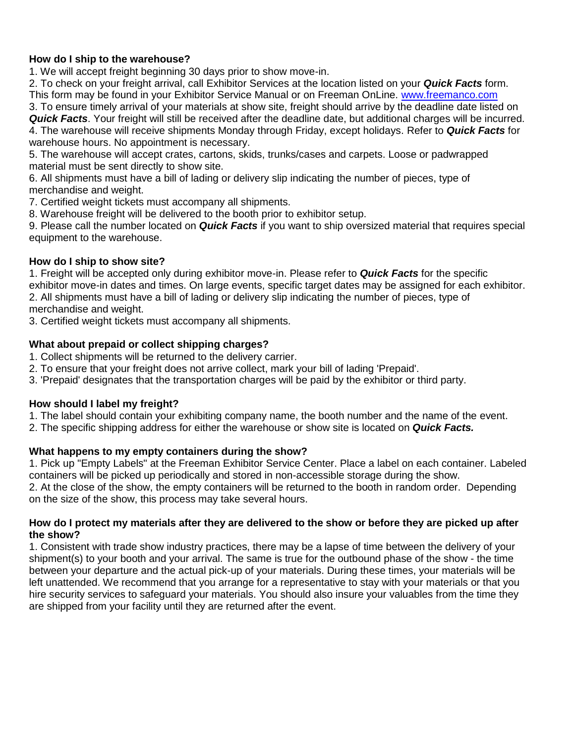**How do I ship to the warehouse?**

1. We will accept freight beginning 30 days prior to show move-in.
2. To check on your freight arrival, call Exhibitor Services at the location listed on your ***Quick Facts*** form. This form may be found in your Exhibitor Service Manual or on Freeman OnLine. [www.freemanco.com](http://www.freemanco.com)
3. To ensure timely arrival of your materials at show site, freight should arrive by the deadline date listed on ***Quick Facts***. Your freight will still be received after the deadline date, but additional charges will be incurred.
4. The warehouse will receive shipments Monday through Friday, except holidays. Refer to ***Quick Facts*** for warehouse hours. No appointment is necessary.
5. The warehouse will accept crates, cartons, skids, trunks/cases and carpets. Loose or padwrapped material must be sent directly to show site.
6. All shipments must have a bill of lading or delivery slip indicating the number of pieces, type of merchandise and weight.
7. Certified weight tickets must accompany all shipments.
8. Warehouse freight will be delivered to the booth prior to exhibitor setup.
9. Please call the number located on ***Quick Facts*** if you want to ship oversized material that requires special equipment to the warehouse.

**How do I ship to show site?**

1. Freight will be accepted only during exhibitor move-in. Please refer to ***Quick Facts*** for the specific exhibitor move-in dates and times. On large events, specific target dates may be assigned for each exhibitor.
2. All shipments must have a bill of lading or delivery slip indicating the number of pieces, type of merchandise and weight.
3. Certified weight tickets must accompany all shipments.

**What about prepaid or collect shipping charges?**

1. Collect shipments will be returned to the delivery carrier.
2. To ensure that your freight does not arrive collect, mark your bill of lading 'Prepaid'.
3. 'Prepaid' designates that the transportation charges will be paid by the exhibitor or third party.

**How should I label my freight?**

1. The label should contain your exhibiting company name, the booth number and the name of the event.
2. The specific shipping address for either the warehouse or show site is located on ***Quick Facts.***

**What happens to my empty containers during the show?**

1. Pick up "Empty Labels" at the Freeman Exhibitor Service Center. Place a label on each container. Labeled containers will be picked up periodically and stored in non-accessible storage during the show.
2. At the close of the show, the empty containers will be returned to the booth in random order. Depending on the size of the show, this process may take several hours.

**How do I protect my materials after they are delivered to the show or before they are picked up after the show?**

1. Consistent with trade show industry practices, there may be a lapse of time between the delivery of your shipment(s) to your booth and your arrival. The same is true for the outbound phase of the show - the time between your departure and the actual pick-up of your materials. During these times, your materials will be left unattended. We recommend that you arrange for a representative to stay with your materials or that you hire security services to safeguard your materials. You should also insure your valuables from the time they are shipped from your facility until they are returned after the event.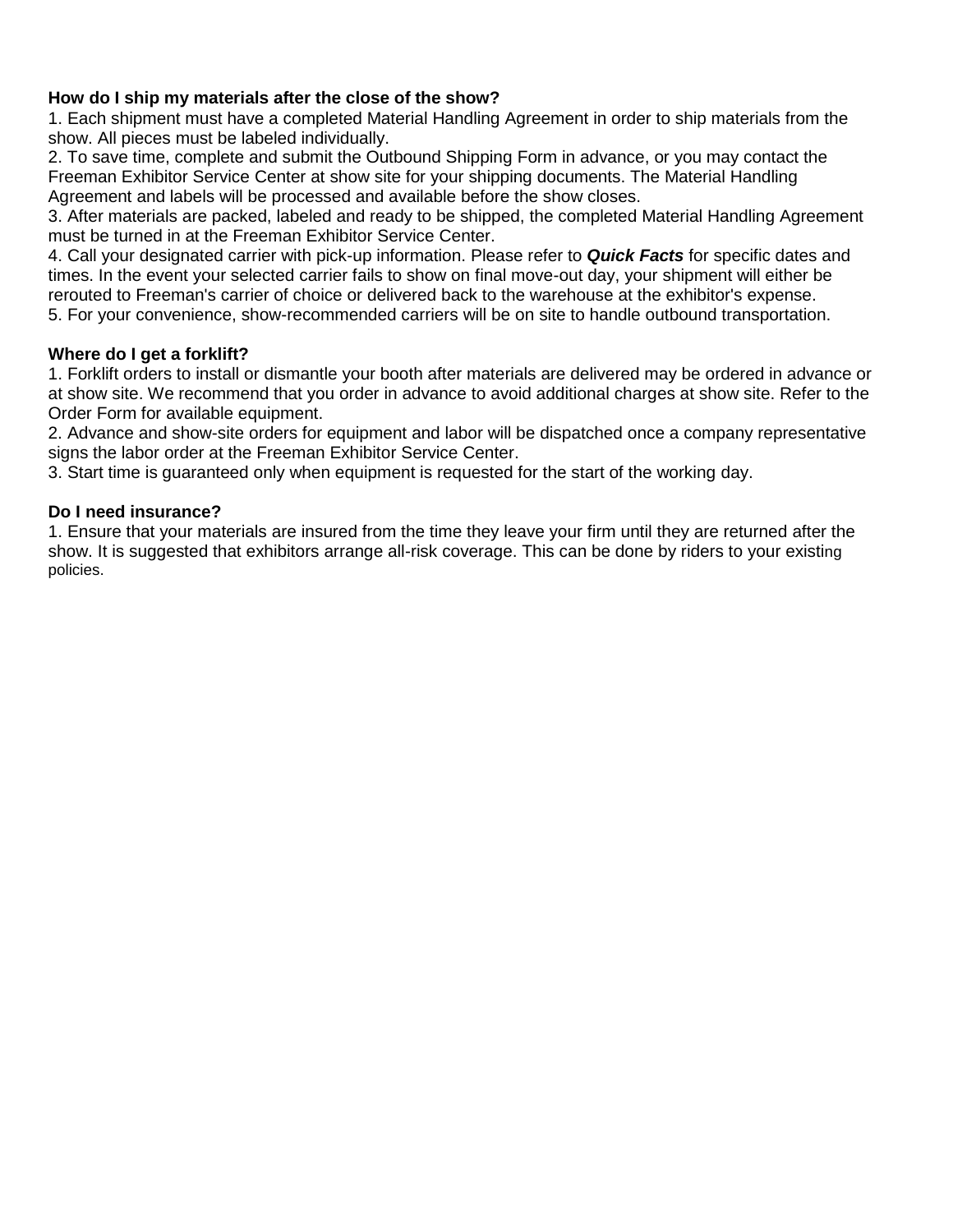**How do I ship my materials after the close of the show?**

1. Each shipment must have a completed Material Handling Agreement in order to ship materials from the show. All pieces must be labeled individually.
2. To save time, complete and submit the Outbound Shipping Form in advance, or you may contact the Freeman Exhibitor Service Center at show site for your shipping documents. The Material Handling Agreement and labels will be processed and available before the show closes.
3. After materials are packed, labeled and ready to be shipped, the completed Material Handling Agreement must be turned in at the Freeman Exhibitor Service Center.
4. Call your designated carrier with pick-up information. Please refer to ***Quick Facts*** for specific dates and times. In the event your selected carrier fails to show on final move-out day, your shipment will either be rerouted to Freeman's carrier of choice or delivered back to the warehouse at the exhibitor's expense.
5. For your convenience, show-recommended carriers will be on site to handle outbound transportation.

**Where do I get a forklift?**

1. Forklift orders to install or dismantle your booth after materials are delivered may be ordered in advance or at show site. We recommend that you order in advance to avoid additional charges at show site. Refer to the Order Form for available equipment.
2. Advance and show-site orders for equipment and labor will be dispatched once a company representative signs the labor order at the Freeman Exhibitor Service Center.
3. Start time is guaranteed only when equipment is requested for the start of the working day.

**Do I need insurance?**

1. Ensure that your materials are insured from the time they leave your firm until they are returned after the show. It is suggested that exhibitors arrange all-risk coverage. This can be done by riders to your existing policies.